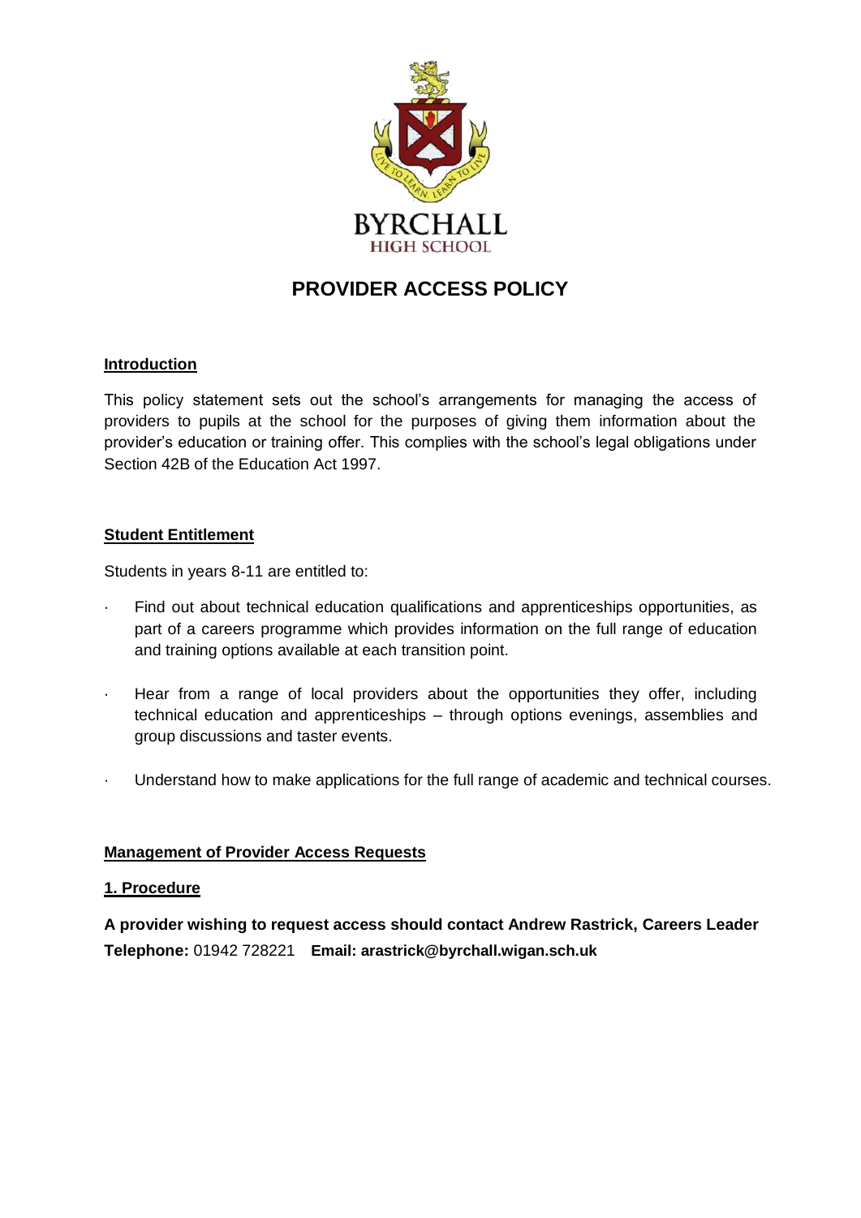BYRCHALL
HIGH SCHOOL

# PROVIDER ACCESS POLICY

## Introduction

This policy statement sets out the school's arrangements for managing the access of providers to pupils at the school for the purposes of giving them information about the provider's education or training offer. This complies with the school's legal obligations under Section 42B of the Education Act 1997.

## Student Entitlement

Students in years 8-11 are entitled to:

- Find out about technical education qualifications and apprenticeships opportunities, as part of a careers programme which provides information on the full range of education and training options available at each transition point.
- Hear from a range of local providers about the opportunities they offer, including technical education and apprenticeships – through options evenings, assemblies and group discussions and taster events.
- Understand how to make applications for the full range of academic and technical courses.

## Management of Provider Access Requests

### 1. Procedure

**A provider wishing to request access should contact Andrew Rastrick, Careers Leader**
**Telephone:** 01942 728221 **Email: arastrick@byrchall.wigan.sch.uk**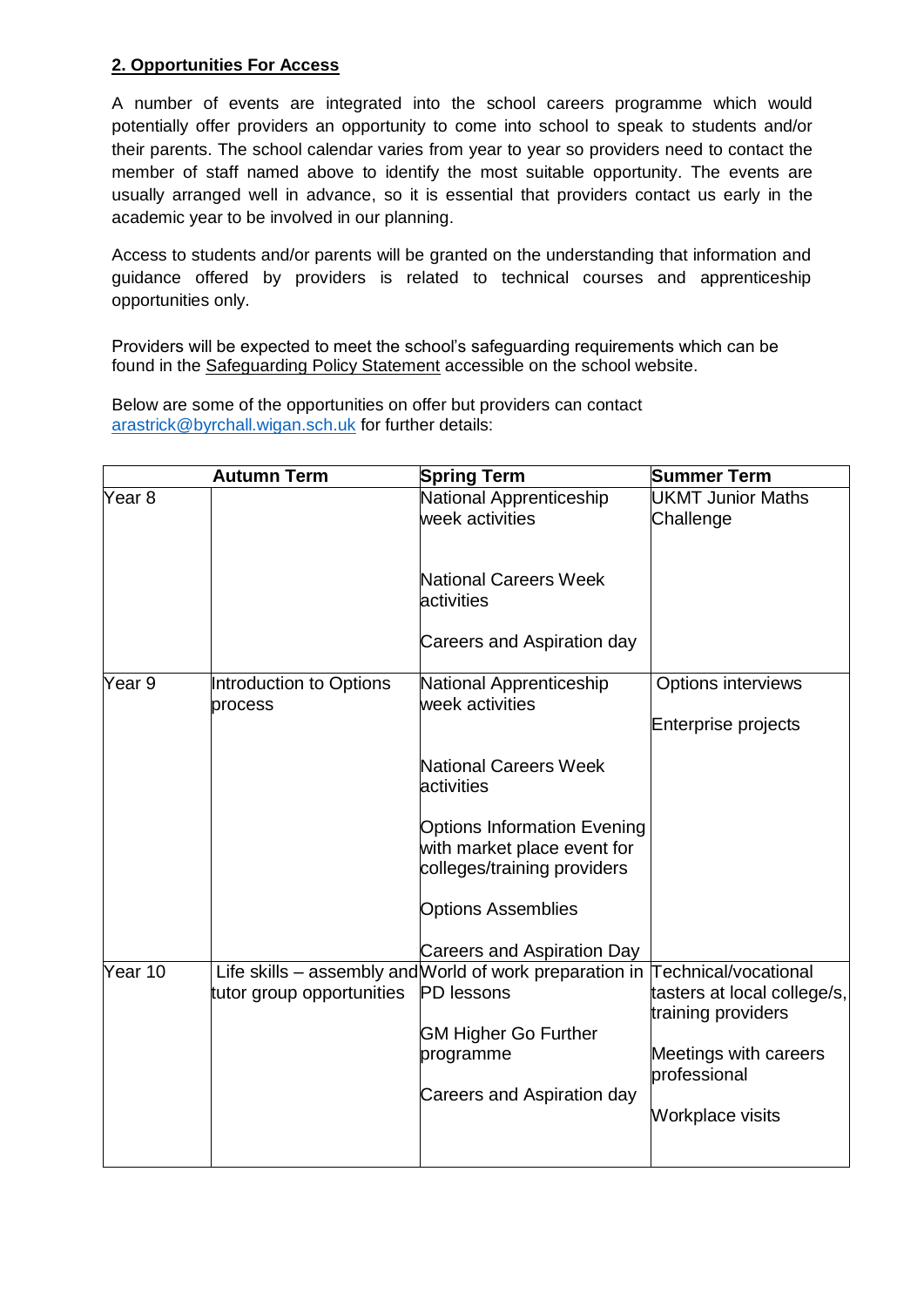**2. Opportunities For Access**

A number of events are integrated into the school careers programme which would potentially offer providers an opportunity to come into school to speak to students and/or their parents. The school calendar varies from year to year so providers need to contact the member of staff named above to identify the most suitable opportunity. The events are usually arranged well in advance, so it is essential that providers contact us early in the academic year to be involved in our planning.

Access to students and/or parents will be granted on the understanding that information and guidance offered by providers is related to technical courses and apprenticeship opportunities only.

Providers will be expected to meet the school's safeguarding requirements which can be found in the Safeguarding Policy Statement accessible on the school website.

Below are some of the opportunities on offer but providers can contact arastrick@byrchall.wigan.sch.uk for further details:

| | Autumn Term | Spring Term | Summer Term |
|---|---|---|---|
| Year 8 | | National Apprenticeship week activities<br><br>National Careers Week activities<br><br>Careers and Aspiration day | UKMT Junior Maths Challenge |
| Year 9 | Introduction to Options process | National Apprenticeship week activities<br><br>National Careers Week activities<br><br>Options Information Evening with market place event for colleges/training providers<br><br>Options Assemblies<br><br>Careers and Aspiration Day | Options interviews<br><br>Enterprise projects |
| Year 10 | Life skills – assembly and tutor group opportunities | World of work preparation in PD lessons<br><br>GM Higher Go Further programme<br><br>Careers and Aspiration day | Technical/vocational tasters at local college/s, training providers<br><br>Meetings with careers professional<br><br>Workplace visits |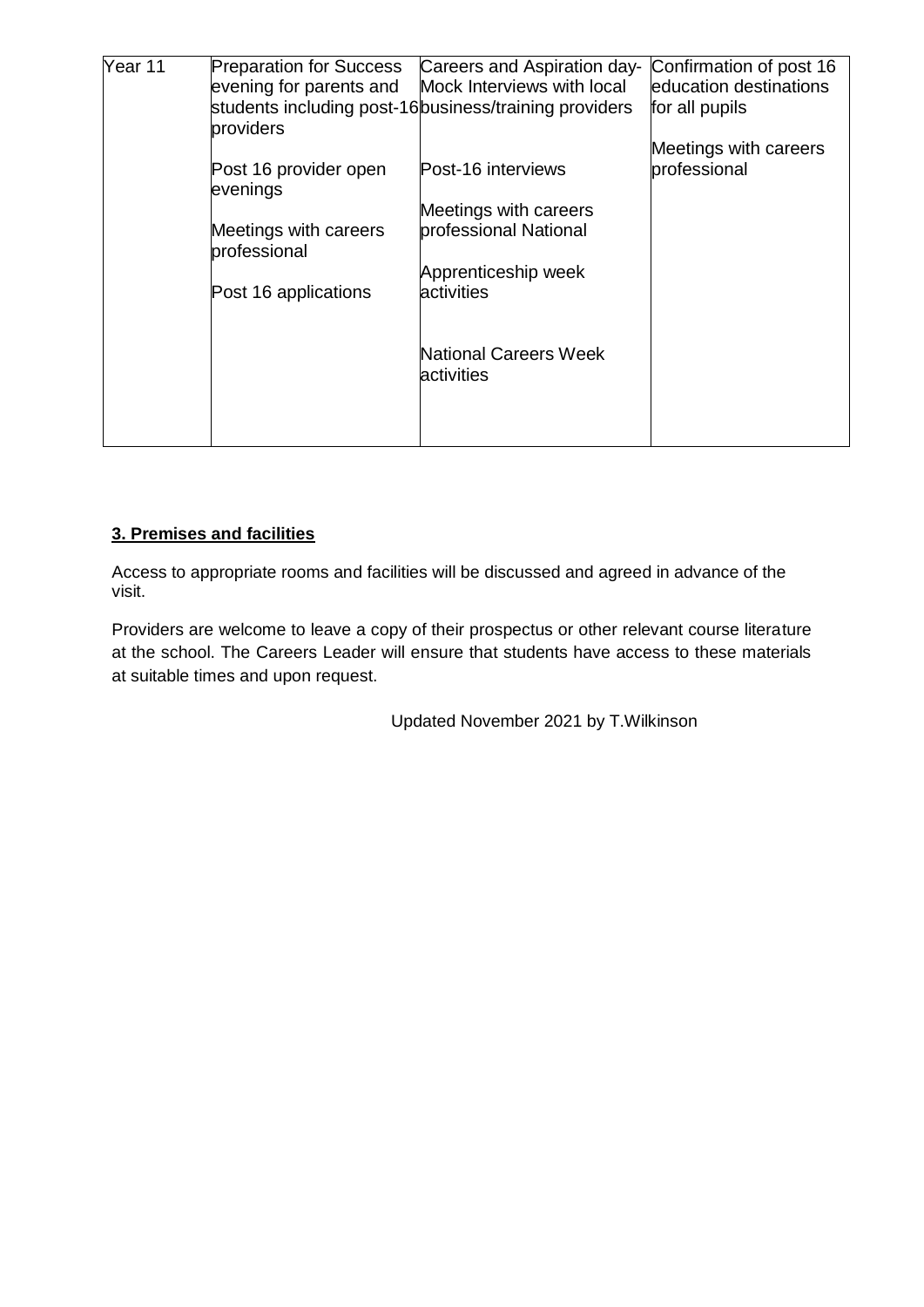| | | | |
|---|---|---|---|
| Year 11 | Preparation for Success evening for parents and students including post-16 providers<br><br>Post 16 provider open evenings<br><br>Meetings with careers professional<br><br>Post 16 applications | Careers and Aspiration day- Mock Interviews with local business/training providers<br><br>Post-16 interviews<br><br>Meetings with careers professional National<br><br>Apprenticeship week activities<br><br>National Careers Week activities | Confirmation of post 16 education destinations for all pupils<br><br>Meetings with careers professional |

**3. Premises and facilities**

Access to appropriate rooms and facilities will be discussed and agreed in advance of the visit.

Providers are welcome to leave a copy of their prospectus or other relevant course literature at the school. The Careers Leader will ensure that students have access to these materials at suitable times and upon request.

Updated November 2021 by T.Wilkinson